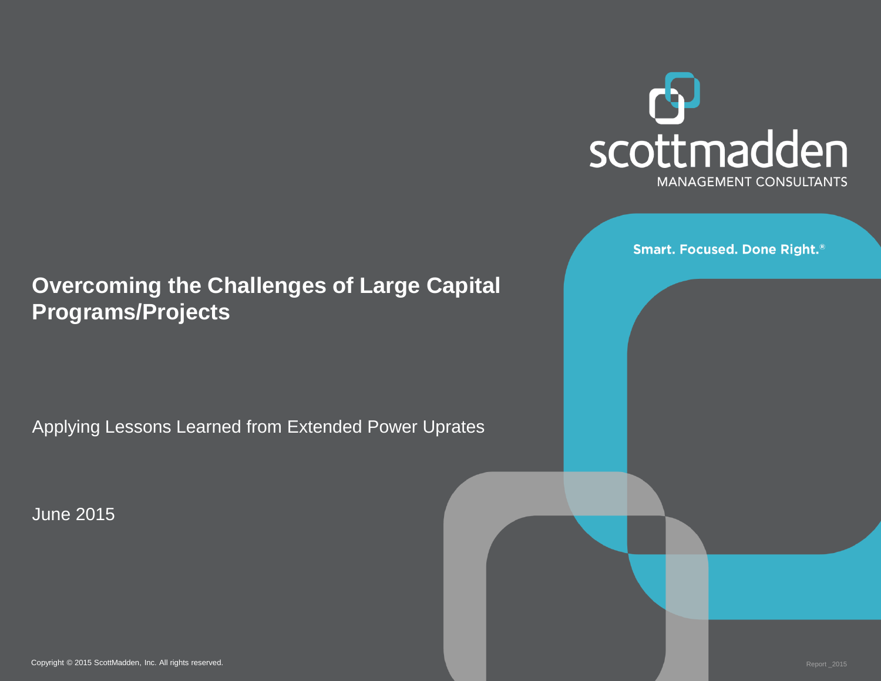scottmadden

MANAGEMENT CONSULTANTS

Smart. Focused. Done Right.®

# Overcoming the Challenges of Large Capital Programs/Projects

Applying Lessons Learned from Extended Power Uprates

June 2015

Copyright © 2015 ScottMadden, Inc. All rights reserved.

Report _2015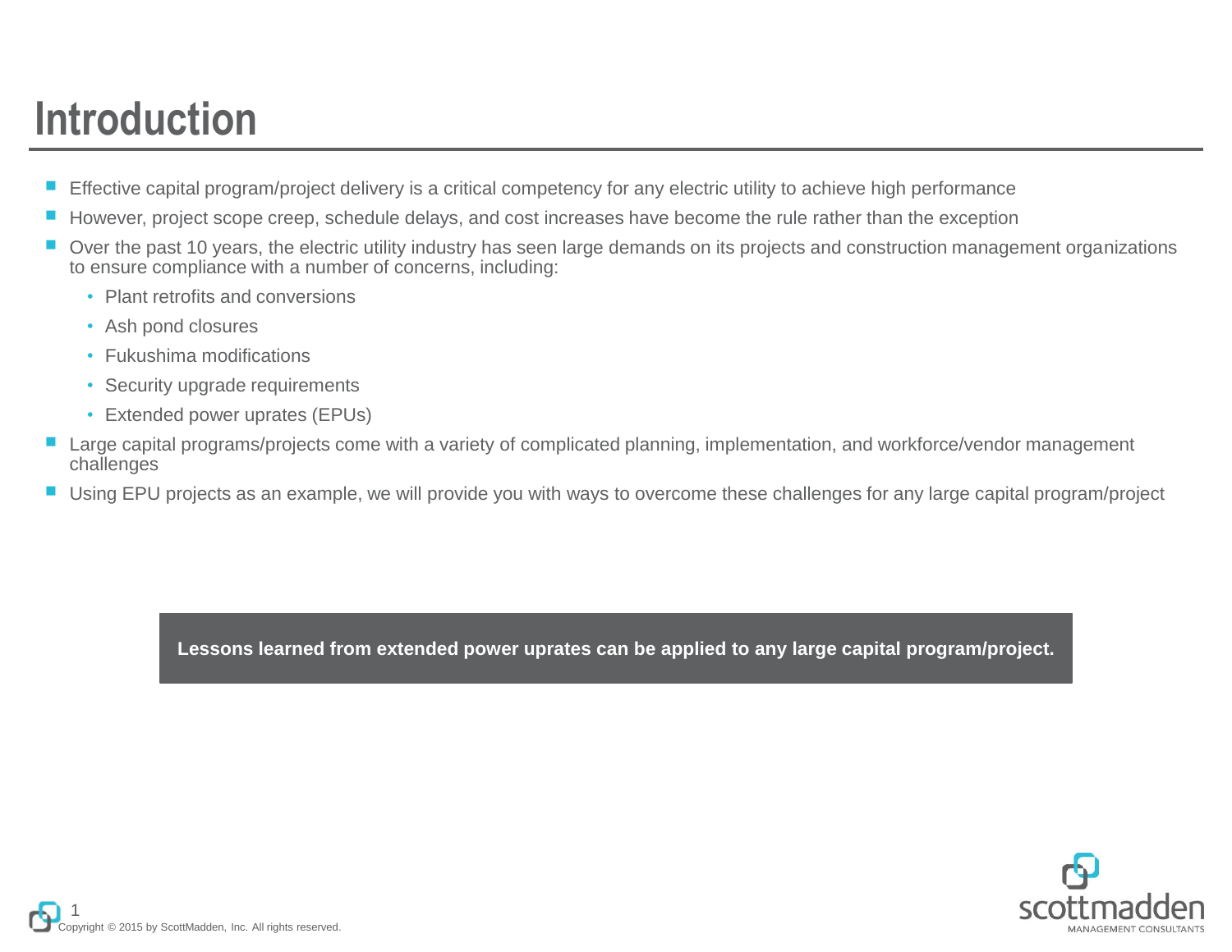# Introduction

- Effective capital program/project delivery is a critical competency for any electric utility to achieve high performance
- However, project scope creep, schedule delays, and cost increases have become the rule rather than the exception
- Over the past 10 years, the electric utility industry has seen large demands on its projects and construction management organizations to ensure compliance with a number of concerns, including:
  - Plant retrofits and conversions
  - Ash pond closures
  - Fukushima modifications
  - Security upgrade requirements
  - Extended power uprates (EPUs)
- Large capital programs/projects come with a variety of complicated planning, implementation, and workforce/vendor management challenges
- Using EPU projects as an example, we will provide you with ways to overcome these challenges for any large capital program/project

**Lessons learned from extended power uprates can be applied to any large capital program/project.**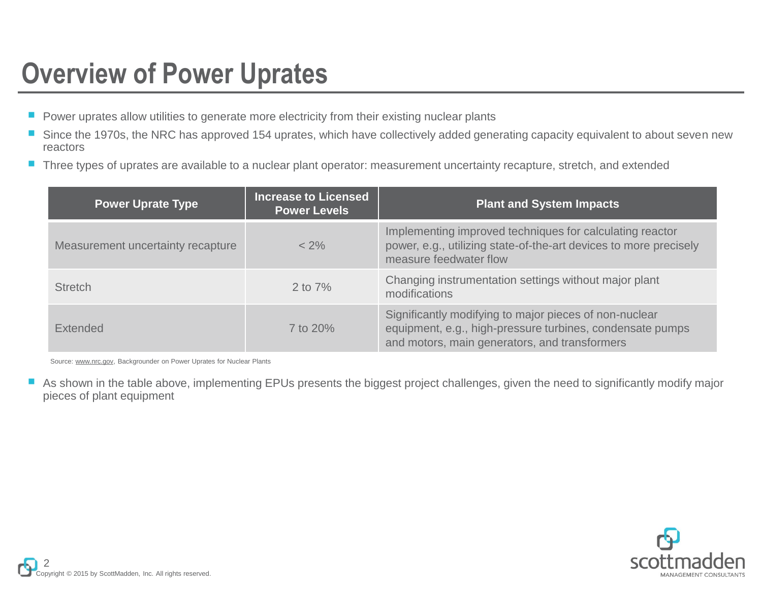# Overview of Power Uprates

- Power uprates allow utilities to generate more electricity from their existing nuclear plants
- Since the 1970s, the NRC has approved 154 uprates, which have collectively added generating capacity equivalent to about seven new reactors
- Three types of uprates are available to a nuclear plant operator: measurement uncertainty recapture, stretch, and extended

| Power Uprate Type | Increase to Licensed Power Levels | Plant and System Impacts |
| --- | --- | --- |
| Measurement uncertainty recapture | < 2% | Implementing improved techniques for calculating reactor power, e.g., utilizing state-of-the-art devices to more precisely measure feedwater flow |
| Stretch | 2 to 7% | Changing instrumentation settings without major plant modifications |
| Extended | 7 to 20% | Significantly modifying to major pieces of non-nuclear equipment, e.g., high-pressure turbines, condensate pumps and motors, main generators, and transformers |

Source: www.nrc.gov, Backgrounder on Power Uprates for Nuclear Plants

- As shown in the table above, implementing EPUs presents the biggest project challenges, given the need to significantly modify major pieces of plant equipment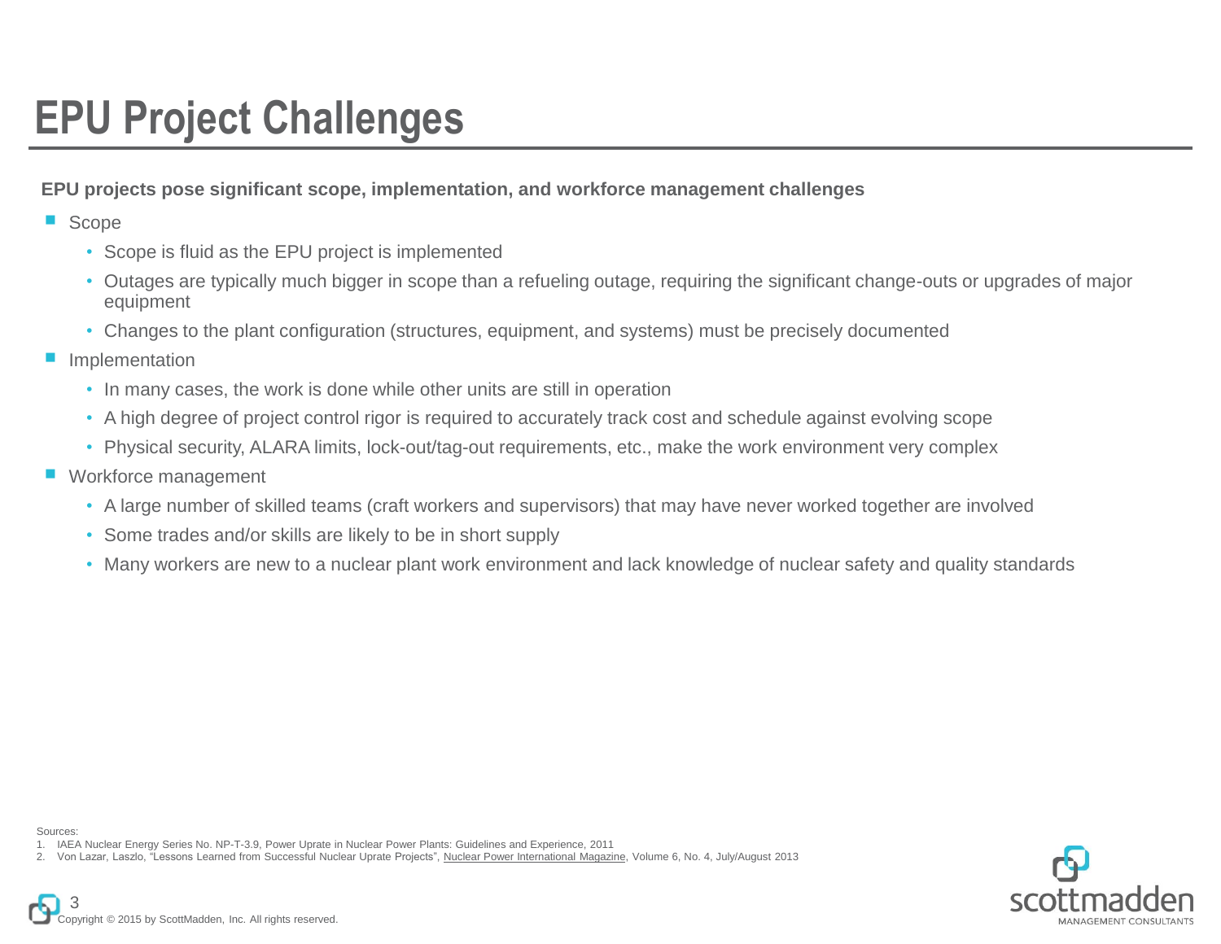# EPU Project Challenges

**EPU projects pose significant scope, implementation, and workforce management challenges**

- Scope
  - Scope is fluid as the EPU project is implemented
  - Outages are typically much bigger in scope than a refueling outage, requiring the significant change-outs or upgrades of major equipment
  - Changes to the plant configuration (structures, equipment, and systems) must be precisely documented
- Implementation
  - In many cases, the work is done while other units are still in operation
  - A high degree of project control rigor is required to accurately track cost and schedule against evolving scope
  - Physical security, ALARA limits, lock-out/tag-out requirements, etc., make the work environment very complex
- Workforce management
  - A large number of skilled teams (craft workers and supervisors) that may have never worked together are involved
  - Some trades and/or skills are likely to be in short supply
  - Many workers are new to a nuclear plant work environment and lack knowledge of nuclear safety and quality standards

Sources:

1. IAEA Nuclear Energy Series No. NP-T-3.9, Power Uprate in Nuclear Power Plants: Guidelines and Experience, 2011
2. Von Lazar, Laszlo, "Lessons Learned from Successful Nuclear Uprate Projects", Nuclear Power International Magazine, Volume 6, No. 4, July/August 2013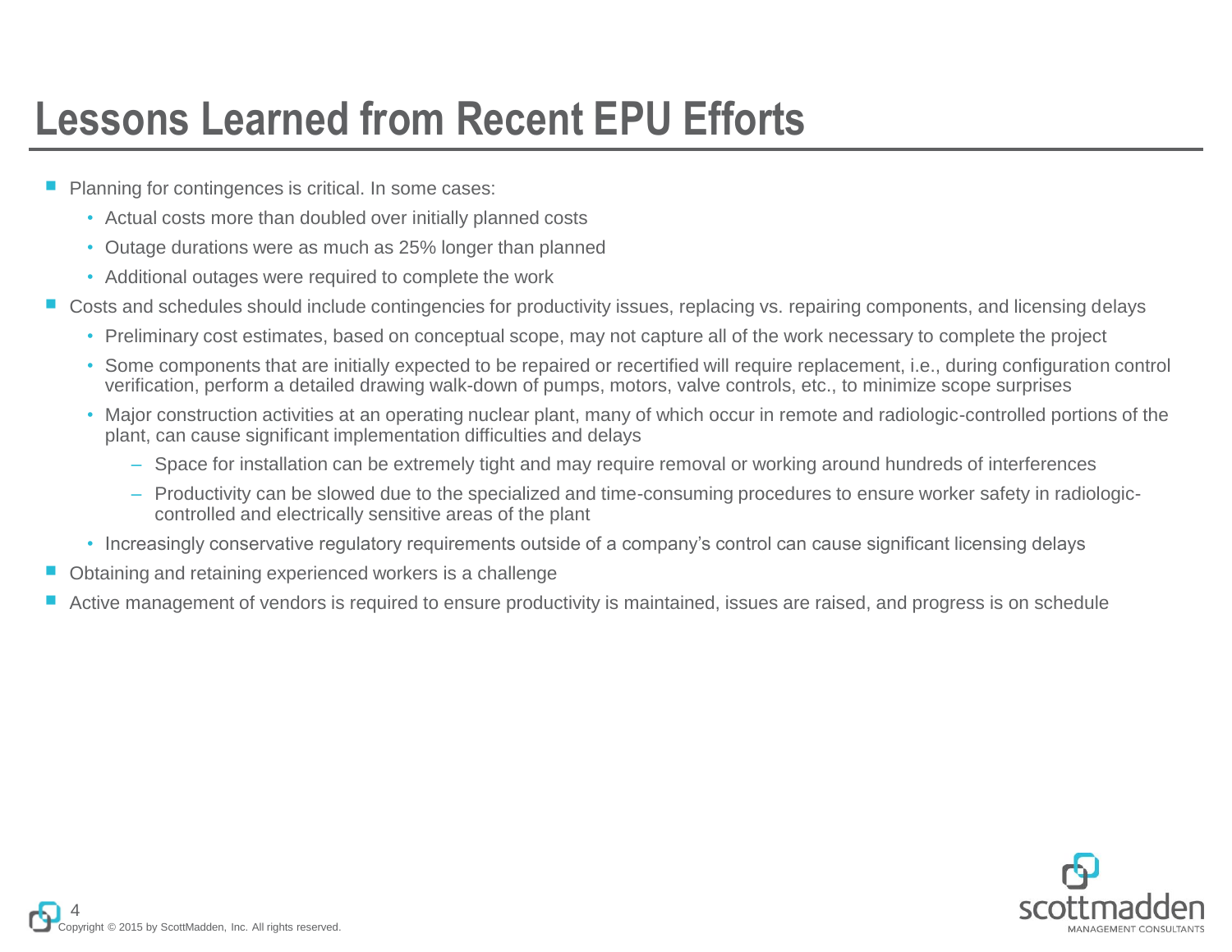# Lessons Learned from Recent EPU Efforts

- Planning for contingences is critical. In some cases:
  - Actual costs more than doubled over initially planned costs
  - Outage durations were as much as 25% longer than planned
  - Additional outages were required to complete the work
- Costs and schedules should include contingencies for productivity issues, replacing vs. repairing components, and licensing delays
  - Preliminary cost estimates, based on conceptual scope, may not capture all of the work necessary to complete the project
  - Some components that are initially expected to be repaired or recertified will require replacement, i.e., during configuration control verification, perform a detailed drawing walk-down of pumps, motors, valve controls, etc., to minimize scope surprises
  - Major construction activities at an operating nuclear plant, many of which occur in remote and radiologic-controlled portions of the plant, can cause significant implementation difficulties and delays
    - Space for installation can be extremely tight and may require removal or working around hundreds of interferences
    - Productivity can be slowed due to the specialized and time-consuming procedures to ensure worker safety in radiologic-controlled and electrically sensitive areas of the plant
  - Increasingly conservative regulatory requirements outside of a company's control can cause significant licensing delays
- Obtaining and retaining experienced workers is a challenge
- Active management of vendors is required to ensure productivity is maintained, issues are raised, and progress is on schedule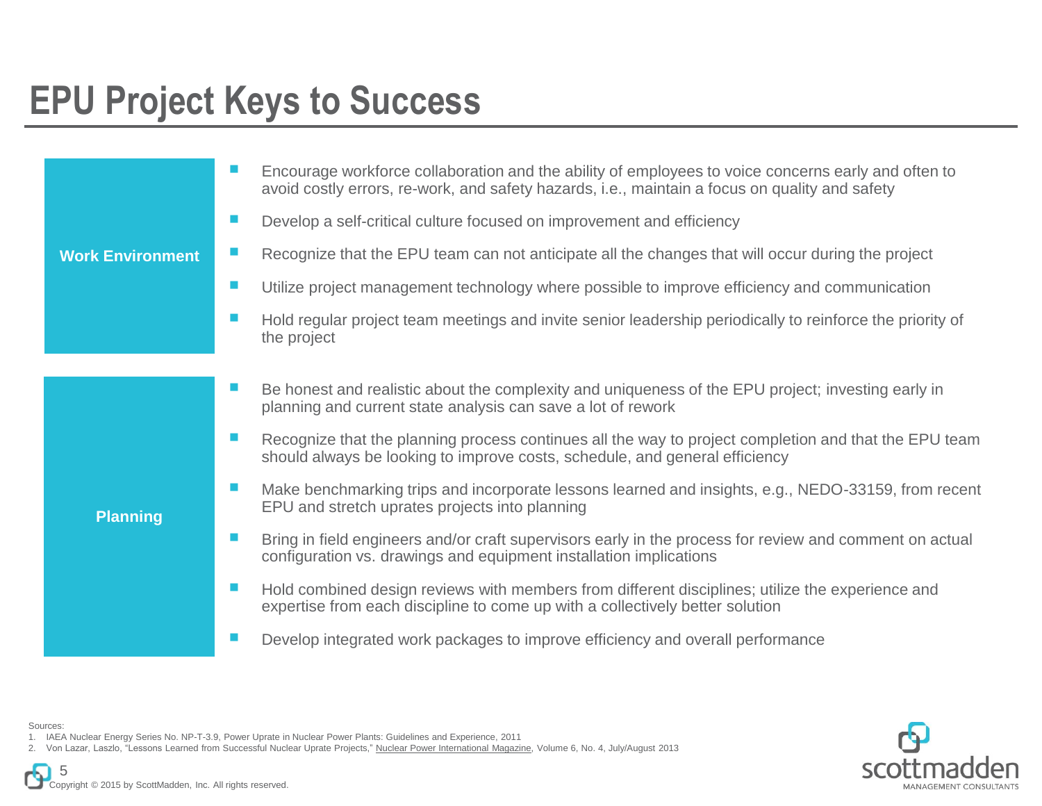# EPU Project Keys to Success

## Work Environment

- Encourage workforce collaboration and the ability of employees to voice concerns early and often to avoid costly errors, re-work, and safety hazards, i.e., maintain a focus on quality and safety
- Develop a self-critical culture focused on improvement and efficiency
- Recognize that the EPU team can not anticipate all the changes that will occur during the project
- Utilize project management technology where possible to improve efficiency and communication
- Hold regular project team meetings and invite senior leadership periodically to reinforce the priority of the project

## Planning

- Be honest and realistic about the complexity and uniqueness of the EPU project; investing early in planning and current state analysis can save a lot of rework
- Recognize that the planning process continues all the way to project completion and that the EPU team should always be looking to improve costs, schedule, and general efficiency
- Make benchmarking trips and incorporate lessons learned and insights, e.g., NEDO-33159, from recent EPU and stretch uprates projects into planning
- Bring in field engineers and/or craft supervisors early in the process for review and comment on actual configuration vs. drawings and equipment installation implications
- Hold combined design reviews with members from different disciplines; utilize the experience and expertise from each discipline to come up with a collectively better solution
- Develop integrated work packages to improve efficiency and overall performance

Sources:

1. IAEA Nuclear Energy Series No. NP-T-3.9, Power Uprate in Nuclear Power Plants: Guidelines and Experience, 2011
2. Von Lazar, Laszlo, "Lessons Learned from Successful Nuclear Uprate Projects," Nuclear Power International Magazine, Volume 6, No. 4, July/August 2013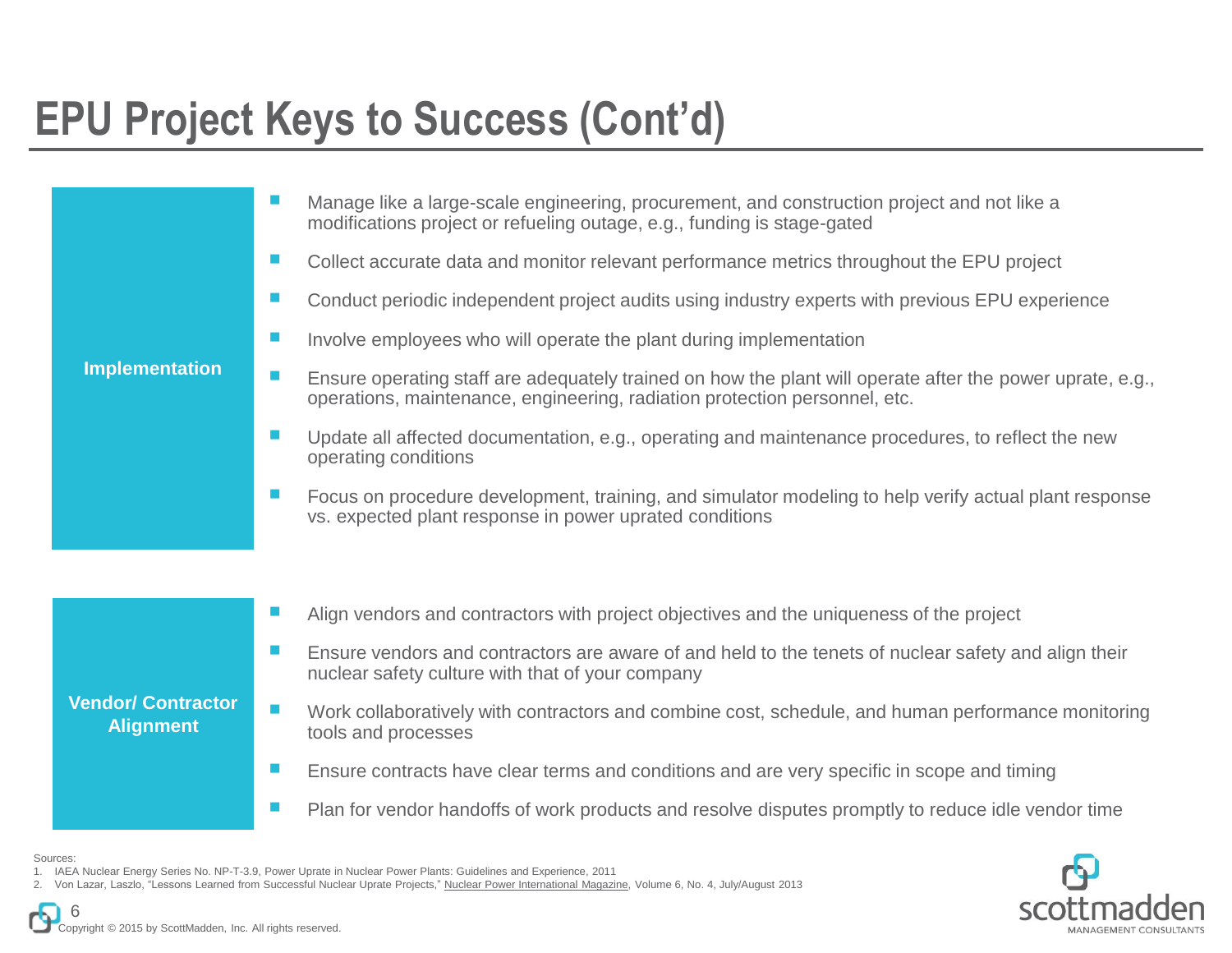# EPU Project Keys to Success (Cont'd)

## Implementation

- Manage like a large-scale engineering, procurement, and construction project and not like a modifications project or refueling outage, e.g., funding is stage-gated
- Collect accurate data and monitor relevant performance metrics throughout the EPU project
- Conduct periodic independent project audits using industry experts with previous EPU experience
- Involve employees who will operate the plant during implementation
- Ensure operating staff are adequately trained on how the plant will operate after the power uprate, e.g., operations, maintenance, engineering, radiation protection personnel, etc.
- Update all affected documentation, e.g., operating and maintenance procedures, to reflect the new operating conditions
- Focus on procedure development, training, and simulator modeling to help verify actual plant response vs. expected plant response in power uprated conditions

## Vendor/ Contractor Alignment

- Align vendors and contractors with project objectives and the uniqueness of the project
- Ensure vendors and contractors are aware of and held to the tenets of nuclear safety and align their nuclear safety culture with that of your company
- Work collaboratively with contractors and combine cost, schedule, and human performance monitoring tools and processes
- Ensure contracts have clear terms and conditions and are very specific in scope and timing
- Plan for vendor handoffs of work products and resolve disputes promptly to reduce idle vendor time

Sources:
1. IAEA Nuclear Energy Series No. NP-T-3.9, Power Uprate in Nuclear Power Plants: Guidelines and Experience, 2011
2. Von Lazar, Laszlo, "Lessons Learned from Successful Nuclear Uprate Projects," Nuclear Power International Magazine, Volume 6, No. 4, July/August 2013

Copyright © 2015 by ScottMadden, Inc. All rights reserved.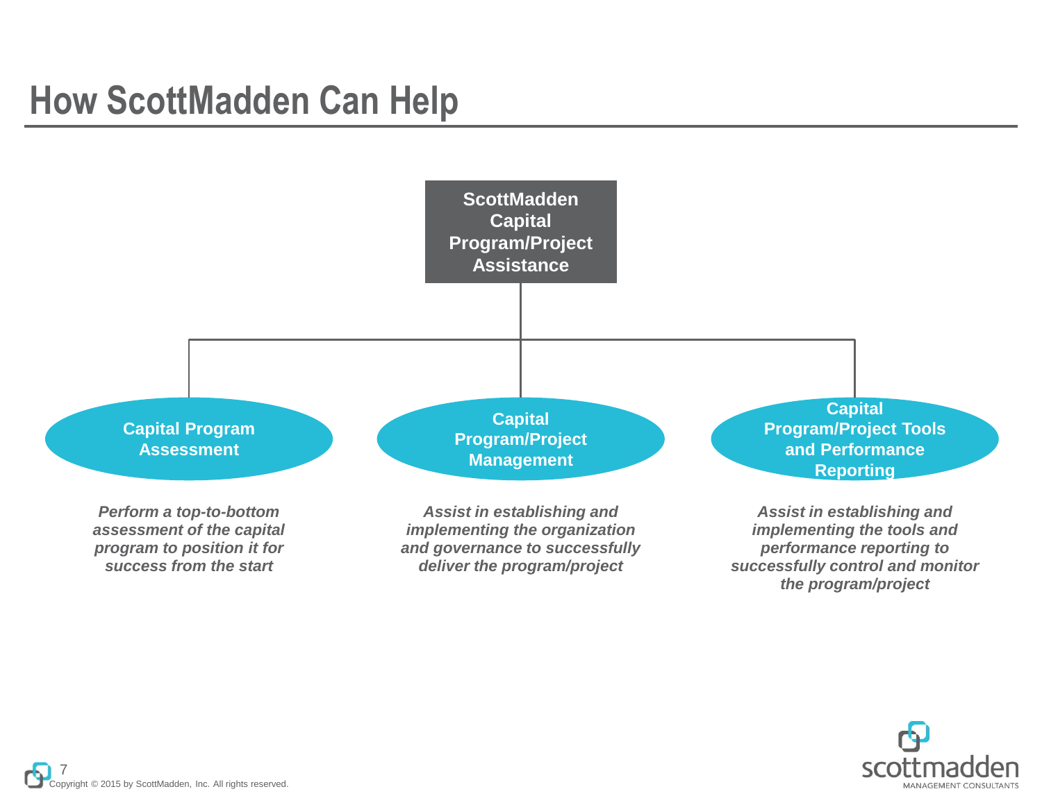# How ScottMadden Can Help

**ScottMadden Capital Program/Project Assistance**

## Capital Program Assessment

*Perform a top-to-bottom assessment of the capital program to position it for success from the start*

## Capital Program/Project Management

*Assist in establishing and implementing the organization and governance to successfully deliver the program/project*

## Capital Program/Project Tools and Performance Reporting

*Assist in establishing and implementing the tools and performance reporting to successfully control and monitor the program/project*

Copyright © 2015 by ScottMadden, Inc. All rights reserved.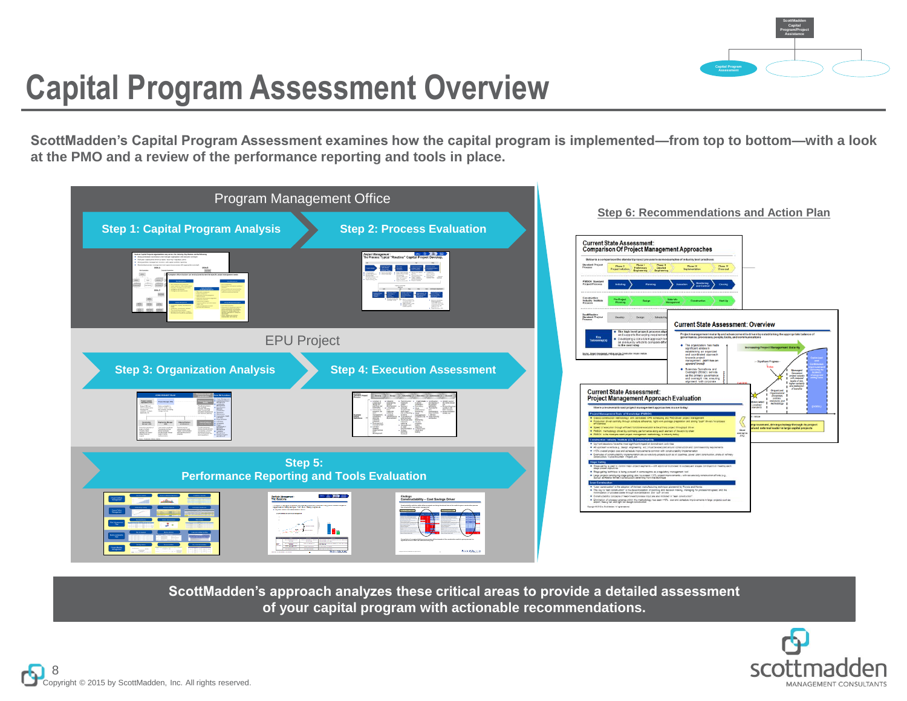# Capital Program Assessment Overview

**ScottMadden's Capital Program Assessment examines how the capital program is implemented—from top to bottom—with a look at the PMO and a review of the performance reporting and tools in place.**

## Program Management Office

- **Step 1: Capital Program Analysis**
- **Step 2: Process Evaluation**

## EPU Project

- **Step 3: Organization Analysis**
- **Step 4: Execution Assessment**

- **Step 5: Performance Reporting and Tools Evaluation**

## Step 6: Recommendations and Action Plan

**ScottMadden's approach analyzes these critical areas to provide a detailed assessment of your capital program with actionable recommendations.**

Copyright © 2015 by ScottMadden, Inc. All rights reserved.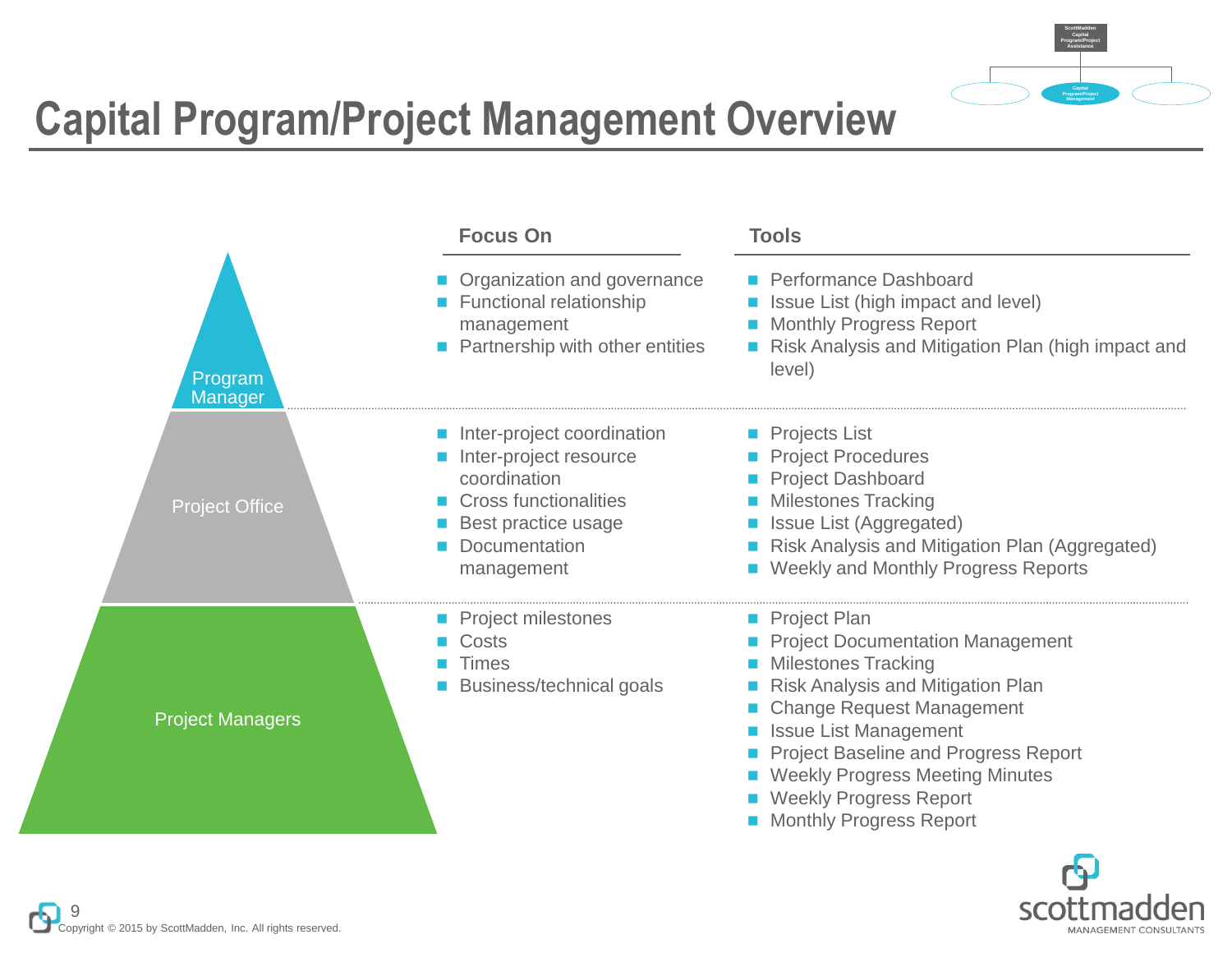# Capital Program/Project Management Overview

| Level | Focus On | Tools |
|---|---|---|
| Program Manager | Organization and governance<br>Functional relationship management<br>Partnership with other entities | Performance Dashboard<br>Issue List (high impact and level)<br>Monthly Progress Report<br>Risk Analysis and Mitigation Plan (high impact and level) |
| Project Office | Inter-project coordination<br>Inter-project resource coordination<br>Cross functionalities<br>Best practice usage<br>Documentation management | Projects List<br>Project Procedures<br>Project Dashboard<br>Milestones Tracking<br>Issue List (Aggregated)<br>Risk Analysis and Mitigation Plan (Aggregated)<br>Weekly and Monthly Progress Reports |
| Project Managers | Project milestones<br>Costs<br>Times<br>Business/technical goals | Project Plan<br>Project Documentation Management<br>Milestones Tracking<br>Risk Analysis and Mitigation Plan<br>Change Request Management<br>Issue List Management<br>Project Baseline and Progress Report<br>Weekly Progress Meeting Minutes<br>Weekly Progress Report<br>Monthly Progress Report |

Copyright © 2015 by ScottMadden, Inc. All rights reserved.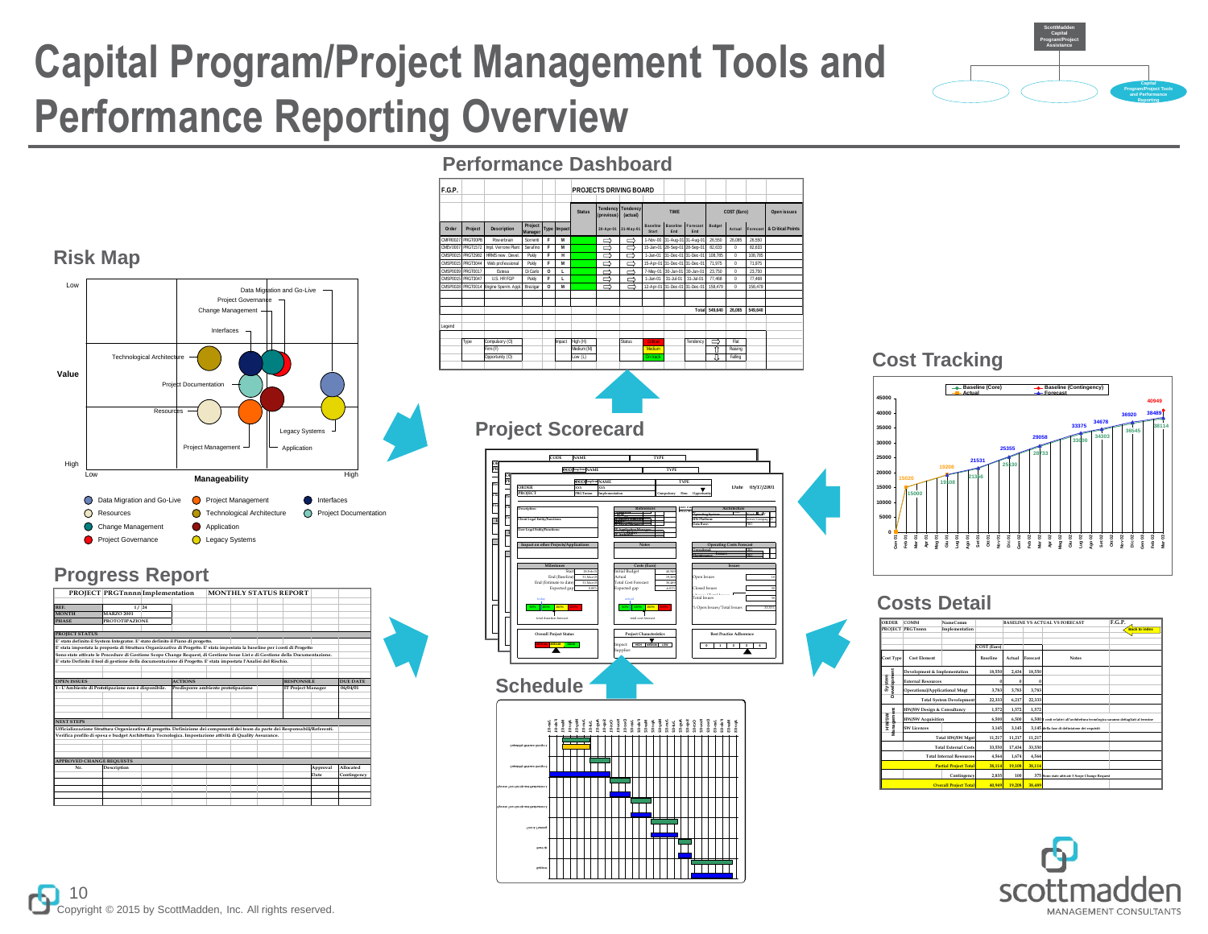# Capital Program/Project Management Tools and Performance Reporting Overview

## Performance Dashboard

## Risk Map

## Project Scorecard

## Cost Tracking

## Progress Report

## Costs Detail

## Schedule

Copyright © 2015 by ScottMadden, Inc. All rights reserved.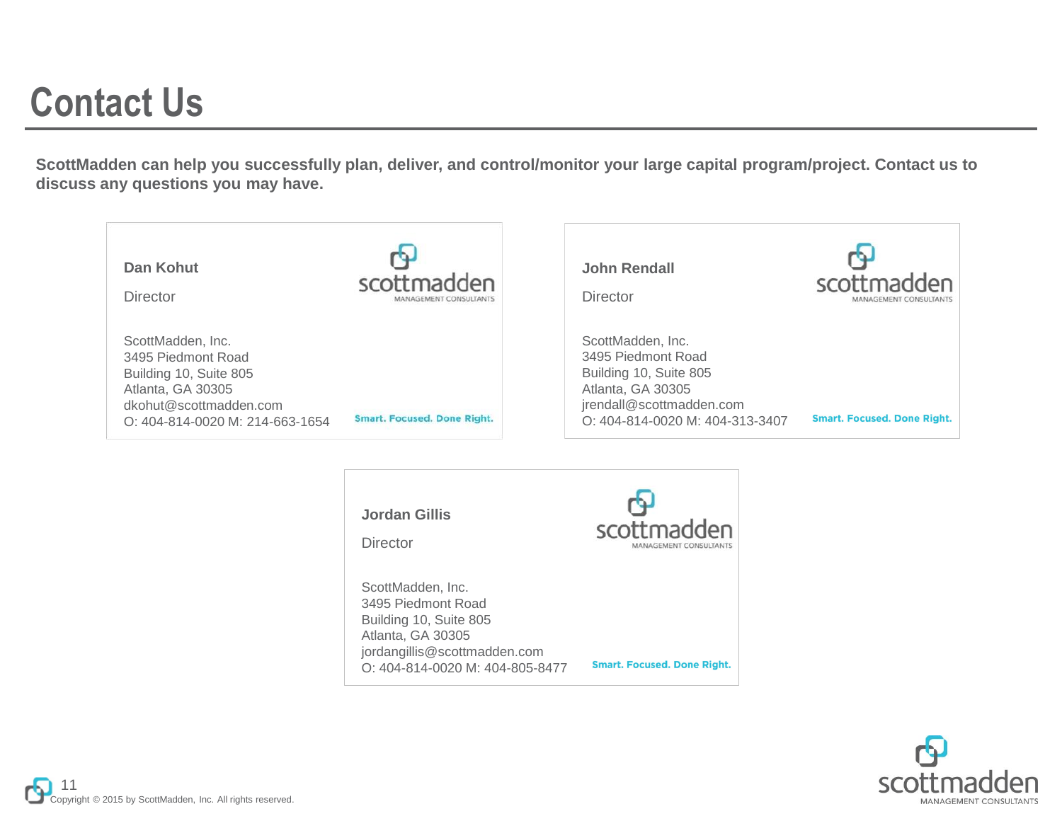# Contact Us

**ScottMadden can help you successfully plan, deliver, and control/monitor your large capital program/project. Contact us to discuss any questions you may have.**

**Dan Kohut**

Director

ScottMadden, Inc.
3495 Piedmont Road
Building 10, Suite 805
Atlanta, GA 30305
dkohut@scottmadden.com
O: 404-814-0020 M: 214-663-1654

scottmadden MANAGEMENT CONSULTANTS

Smart. Focused. Done Right.

**John Rendall**

Director

ScottMadden, Inc.
3495 Piedmont Road
Building 10, Suite 805
Atlanta, GA 30305
jrendall@scottmadden.com
O: 404-814-0020 M: 404-313-3407

scottmadden MANAGEMENT CONSULTANTS

Smart. Focused. Done Right.

**Jordan Gillis**

Director

ScottMadden, Inc.
3495 Piedmont Road
Building 10, Suite 805
Atlanta, GA 30305
jordangillis@scottmadden.com
O: 404-814-0020 M: 404-805-8477

scottmadden MANAGEMENT CONSULTANTS

Smart. Focused. Done Right.

Copyright © 2015 by ScottMadden, Inc. All rights reserved.